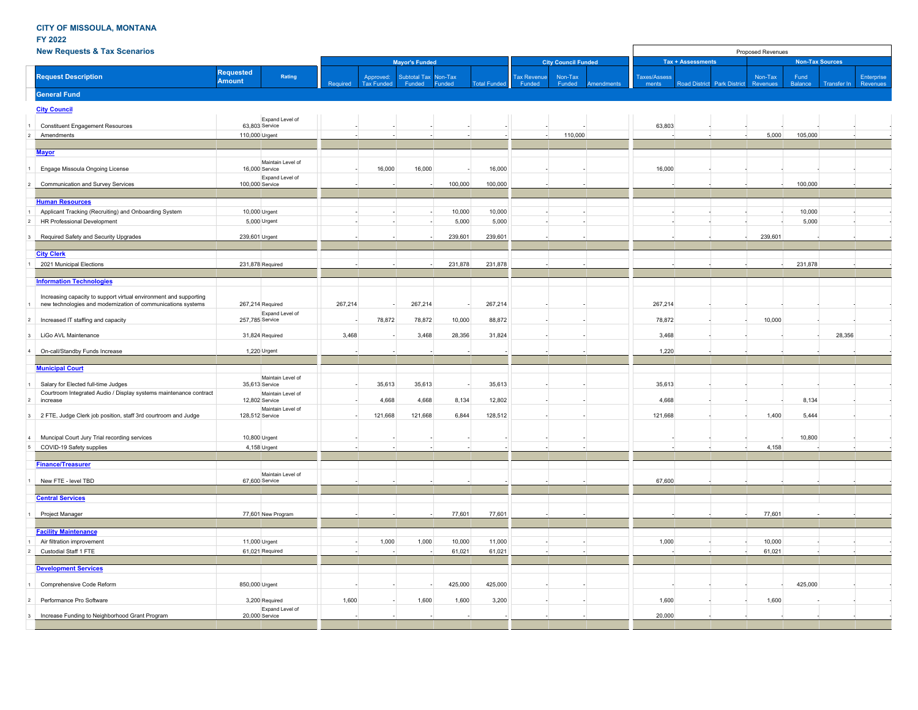# CITY OF MISSOULA, MONTANA
## FY 2022
### New Requests & Tax Scenarios

| # | Request Description | Requested Amount | Rating | Mayor's Funded: Required | Mayor's Funded: Approved: Tax Funded | Mayor's Funded: Subtotal Tax Funded | Mayor's Funded: Non-Tax Funded | Mayor's Funded: Total Funded | City Council Funded: Tax Revenue Funded | City Council Funded: Non-Tax Funded | City Council Funded: Amendments | Proposed Revenues – Tax + Assessments: Taxes/Assessments | Proposed Revenues – Tax + Assessments: Road District | Proposed Revenues – Tax + Assessments: Park District | Proposed Revenues – Non-Tax Sources: Non-Tax Revenues | Proposed Revenues – Non-Tax Sources: Fund Balance | Proposed Revenues – Non-Tax Sources: Transfer In | Proposed Revenues – Non-Tax Sources: Enterprise Revenues |
|---|---|---|---|---|---|---|---|---|---|---|---|---|---|---|---|---|---|---|
| | **General Fund** | | | | | | | | | | | | | | | | | |
| | **City Council** | | | | | | | | | | | | | | | | | |
| 1 | Constituent Engagement Resources | 63,803 | Expand Level of Service | - | - | - | - | - | - | - | | 63,803 | - | - | - | - | - | - |
| 2 | Amendments | 110,000 | Urgent | - | - | - | - | - | - | 110,000 | | - | - | - | 5,000 | 105,000 | - | - |
| | **Mayor** | | | | | | | | | | | | | | | | | |
| 1 | Engage Missoula Ongoing License | 16,000 | Maintain Level of Service | - | 16,000 | 16,000 | - | 16,000 | - | - | | 16,000 | - | - | - | - | - | - |
| 2 | Communication and Survey Services | 100,000 | Expand Level of Service | - | - | - | 100,000 | 100,000 | - | - | | - | - | - | - | 100,000 | - | - |
| | **Human Resources** | | | | | | | | | | | | | | | | | |
| 1 | Applicant Tracking (Recruiting) and Onboarding System | 10,000 | Urgent | - | - | - | 10,000 | 10,000 | - | - | | - | - | - | - | 10,000 | - | - |
| 2 | HR Professional Development | 5,000 | Urgent | - | - | - | 5,000 | 5,000 | - | - | | - | - | - | - | 5,000 | - | - |
| 3 | Required Safety and Security Upgrades | 239,601 | Urgent | - | - | - | 239,601 | 239,601 | - | - | | - | - | - | 239,601 | - | - | - |
| | **City Clerk** | | | | | | | | | | | | | | | | | |
| 1 | 2021 Municipal Elections | 231,878 | Required | - | - | - | 231,878 | 231,878 | - | - | | - | - | - | - | 231,878 | - | - |
| | **Information Technologies** | | | | | | | | | | | | | | | | | |
| 1 | Increasing capacity to support virtual environment and supporting new technologies and modernization of communications systems | 267,214 | Required | 267,214 | - | 267,214 | - | 267,214 | - | - | | 267,214 | - | - | - | - | - | - |
| 2 | Increased IT staffing and capacity | 257,785 | Expand Level of Service | - | 78,872 | 78,872 | 10,000 | 88,872 | - | - | | 78,872 | - | - | 10,000 | | | |
| 3 | LiGo AVL Maintenance | 31,824 | Required | 3,468 | - | 3,468 | 28,356 | 31,824 | - | - | | 3,468 | - | - | - | - | 28,356 | - |
| 4 | On-call/Standby Funds Increase | 1,220 | Urgent | - | - | - | - | - | - | - | | 1,220 | - | - | - | - | - | - |
| | **Municipal Court** | | | | | | | | | | | | | | | | | |
| 1 | Salary for Elected full-time Judges | 35,613 | Maintain Level of Service | - | 35,613 | 35,613 | - | 35,613 | - | - | | 35,613 | - | - | - | - | - | - |
| 2 | Courtroom Integrated Audio / Display systems maintenance contract increase | 12,802 | Maintain Level of Service | - | 4,668 | 4,668 | 8,134 | 12,802 | - | - | | 4,668 | - | - | - | 8,134 | - | - |
| 3 | 2 FTE, Judge Clerk job position, staff 3rd courtroom and Judge | 128,512 | Maintain Level of Service | - | 121,668 | 121,668 | 6,844 | 128,512 | - | - | | 121,668 | - | - | 1,400 | 5,444 | - | - |
| 4 | Muncipal Court Jury Trial recording services | 10,800 | Urgent | - | - | - | - | - | - | - | | - | - | - | - | 10,800 | - | - |
| 5 | COVID-19 Safety supplies | 4,158 | Urgent | - | - | - | - | - | - | - | | - | - | - | 4,158 | - | - | - |
| | **Finance/Treasurer** | | | | | | | | | | | | | | | | | |
| 1 | New FTE - level TBD | 67,600 | Maintain Level of Service | - | - | - | - | - | - | - | | 67,600 | - | - | - | - | - | - |
| | **Central Services** | | | | | | | | | | | | | | | | | |
| 1 | Project Manager | 77,601 | New Program | - | - | - | 77,601 | 77,601 | - | - | | - | - | - | 77,601 | - | - | - |
| | **Facility Maintenance** | | | | | | | | | | | | | | | | | |
| 1 | Air filtration improvement | 11,000 | Urgent | - | 1,000 | 1,000 | 10,000 | 11,000 | - | - | | 1,000 | - | - | 10,000 | - | - | - |
| 2 | Custodial Staff 1 FTE | 61,021 | Required | - | - | - | 61,021 | 61,021 | - | - | | - | - | - | 61,021 | - | - | - |
| | **Development Services** | | | | | | | | | | | | | | | | | |
| 1 | Comprehensive Code Reform | 850,000 | Urgent | - | - | - | 425,000 | 425,000 | - | - | | - | - | - | - | 425,000 | - | - |
| 2 | Performance Pro Software | 3,200 | Required | 1,600 | - | 1,600 | 1,600 | 3,200 | - | - | | 1,600 | - | - | 1,600 | - | - | - |
| 3 | Increase Funding to Neighborhood Grant Program | 20,000 | Expand Level of Service | - | - | - | - | - | - | - | | 20,000 | - | - | - | - | - | - |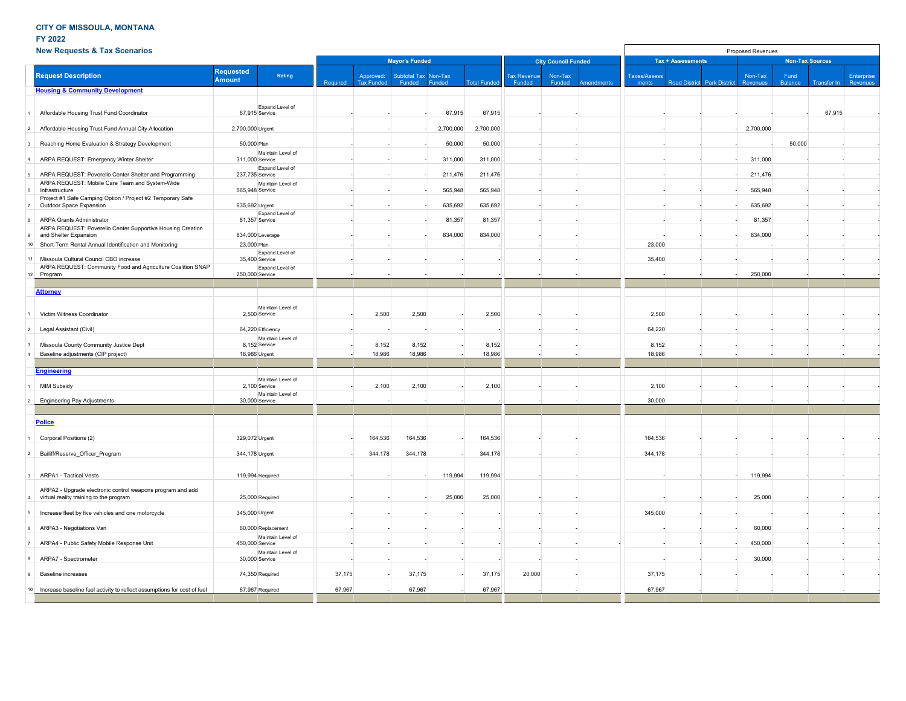**CITY OF MISSOULA, MONTANA**

**FY 2022**

**New Requests & Tax Scenarios**

| # | Request Description | Requested Amount | Rating | Mayor's Funded | | | | | City Council Funded | | | Proposed Revenues: Tax + Assessments | | | Proposed Revenues: Non-Tax Sources | | | |
|---|---|---|---|---|---|---|---|---|---|---|---|---|---|---|---|---|---|---|
| | | | | Required | Approved: Tax Funded | Subtotal Tax Funded | Non-Tax Funded | Total Funded | Tax Revenue Funded | Non-Tax Funded | Amendments | Taxes/Assessments | Road District | Park District | Non-Tax Revenues | Fund Balance | Transfer In | Enterprise Revenues |
| | **Housing & Community Development** | | | | | | | | | | | | | | | | | |
| 1 | Affordable Housing Trust Fund Coordinator | 67,915 | Expand Level of Service | - | - | - | 67,915 | 67,915 | - | - | | - | - | - | - | - | 67,915 | - |
| 2 | Affordable Housing Trust Fund Annual City Allocation | 2,700,000 | Urgent | - | - | - | 2,700,000 | 2,700,000 | - | - | | - | - | - | 2,700,000 | - | - | - |
| 3 | Reaching Home Evaluation & Strategy Development | 50,000 | Plan | - | - | - | 50,000 | 50,000 | - | - | | - | - | - | - | 50,000 | - | - |
| 4 | ARPA REQUEST: Emergency Winter Shelter | 311,000 | Maintain Level of Service | - | - | - | 311,000 | 311,000 | - | - | | - | - | - | 311,000 | - | - | - |
| 5 | ARPA REQUEST: Poverello Center Shelter and Programming | 237,735 | Expand Level of Service | - | - | - | 211,476 | 211,476 | - | - | | - | - | - | 211,476 | - | - | - |
| 6 | ARPA REQUEST: Mobile Care Team and System-Wide Infrastructure | 565,948 | Maintain Level of Service | - | - | - | 565,948 | 565,948 | - | - | | - | - | - | 565,948 | - | - | - |
| 7 | Project #1 Safe Camping Option / Project #2 Temporary Safe Outdoor Space Expansion | 635,692 | Urgent | - | - | - | 635,692 | 635,692 | - | - | | - | - | - | 635,692 | - | - | - |
| 8 | ARPA Grants Administrator | 81,357 | Expand Level of Service | - | - | - | 81,357 | 81,357 | - | - | | - | - | - | 81,357 | - | - | - |
| 9 | ARPA REQUEST: Poverello Center Supportive Housing Creation and Shelter Expansion | 834,000 | Leverage | - | - | - | 834,000 | 834,000 | - | - | | - | - | - | 834,000 | - | - | - |
| 10 | Short-Term Rental Annual Identification and Monitoring | 23,000 | Plan | - | - | - | - | - | - | - | | 23,000 | - | - | - | - | - | - |
| 11 | Missoula Cultural Council CBO increase | 35,400 | Expand Level of Service | - | - | - | - | - | - | - | | 35,400 | - | - | - | - | - | - |
| 12 | ARPA REQUEST: Community Food and Agriculture Coalition SNAP Program | 250,000 | Expand Level of Service | - | - | - | - | - | - | - | | - | - | - | 250,000 | - | - | - |
| | **Attorney** | | | | | | | | | | | | | | | | | |
| 1 | Victim Witness Coordinator | 2,500 | Maintain Level of Service | - | 2,500 | 2,500 | - | 2,500 | - | - | | 2,500 | - | - | - | - | - | - |
| 2 | Legal Assistant (Civil) | 64,220 | Efficiency | - | - | - | - | - | - | - | | 64,220 | - | - | - | - | - | - |
| 3 | Missoula County Community Justice Dept | 8,152 | Maintain Level of Service | - | 8,152 | 8,152 | - | 8,152 | - | - | | 8,152 | - | - | - | - | - | - |
| 4 | Baseline adjustments (CIP project) | 18,986 | Urgent | - | 18,986 | 18,986 | - | 18,986 | - | - | | 18,986 | - | - | - | - | - | - |
| | **Engineering** | | | | | | | | | | | | | | | | | |
| 1 | MIM Subsidy | 2,100 | Maintain Level of Service | - | 2,100 | 2,100 | - | 2,100 | - | - | | 2,100 | - | - | - | - | - | - |
| 2 | Engineering Pay Adjustments | 30,000 | Maintain Level of Service | - | - | - | - | - | - | - | | 30,000 | - | - | - | - | - | - |
| | **Police** | | | | | | | | | | | | | | | | | |
| 1 | Corporal Positions (2) | 329,072 | Urgent | - | 164,536 | 164,536 | - | 164,536 | - | - | | 164,536 | - | - | - | - | - | - |
| 2 | Bailiff/Reserve_Officer_Program | 344,178 | Urgent | - | 344,178 | 344,178 | - | 344,178 | - | - | | 344,178 | - | - | - | - | - | - |
| 3 | ARPA1 - Tactical Vests | 119,994 | Required | - | - | - | 119,994 | 119,994 | - | - | | - | - | - | 119,994 | - | - | - |
| 4 | ARPA2 - Upgrade electronic control weapons program and add virtual reality training to the program | 25,000 | Required | - | - | - | 25,000 | 25,000 | - | - | | - | - | - | 25,000 | - | - | - |
| 5 | Increase fleet by five vehicles and one motorcycle | 345,000 | Urgent | - | - | - | - | - | - | - | | 345,000 | - | - | - | - | - | - |
| 6 | ARPA3 - Negotiations Van | 60,000 | Replacement | - | - | - | - | - | - | - | | - | - | - | 60,000 | - | - | - |
| 7 | ARPA4 - Public Safety Mobile Response Unit | 450,000 | Maintain Level of Service | - | - | - | - | - | - | - | - | - | - | - | 450,000 | - | - | - |
| 8 | ARPA7 - Spectrometer | 30,000 | Maintain Level of Service | - | - | - | - | - | - | - | | - | - | - | 30,000 | - | - | - |
| 9 | Baseline increases | 74,350 | Required | 37,175 | - | 37,175 | - | 37,175 | 20,000 | - | | 37,175 | - | - | - | - | - | - |
| 10 | Increase baseline fuel activity to reflect assumptions for cost of fuel | 67,967 | Required | 67,967 | - | 67,967 | - | 67,967 | - | - | | 67,967 | - | - | - | - | - | - |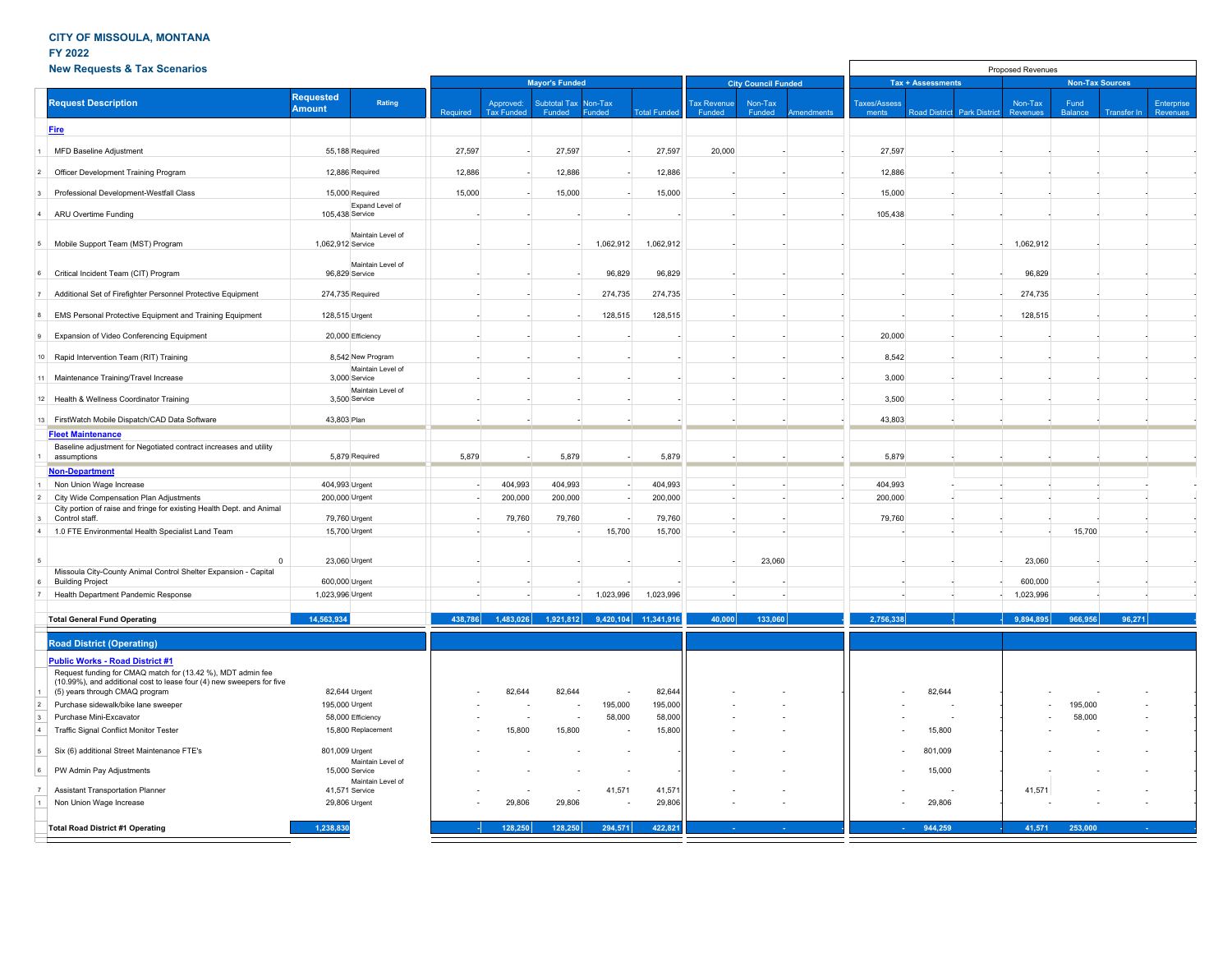**CITY OF MISSOULA, MONTANA**
**FY 2022**
**New Requests & Tax Scenarios**

| # | Request Description | Requested Amount | Rating | Mayor's Funded: Required | Mayor's Funded: Approved: Tax Funded | Mayor's Funded: Subtotal Tax Funded | Mayor's Funded: Non-Tax Funded | Mayor's Funded: Total Funded | City Council Funded: Tax Revenue Funded | City Council Funded: Non-Tax Funded | City Council Funded: Amendments | Proposed Revenues – Tax + Assessments: Taxes/Assessments | Proposed Revenues – Tax + Assessments: Road District | Proposed Revenues – Tax + Assessments: Park District | Proposed Revenues – Non-Tax Sources: Non-Tax Revenues | Proposed Revenues – Non-Tax Sources: Fund Balance | Proposed Revenues – Non-Tax Sources: Transfer In | Proposed Revenues – Non-Tax Sources: Enterprise Revenues |
|---|---|---|---|---|---|---|---|---|---|---|---|---|---|---|---|---|---|---|
| | **Fire** | | | | | | | | | | | | | | | | | |
| 1 | MFD Baseline Adjustment | 55,188 | Required | 27,597 | - | 27,597 | - | 27,597 | 20,000 | - | - | 27,597 | - | - | - | - | - | - |
| 2 | Officer Development Training Program | 12,886 | Required | 12,886 | - | 12,886 | - | 12,886 | - | - | - | 12,886 | - | - | - | - | - | - |
| 3 | Professional Development-Westfall Class | 15,000 | Required | 15,000 | - | 15,000 | - | 15,000 | - | - | - | 15,000 | - | - | - | - | - | - |
| 4 | ARU Overtime Funding | 105,438 | Expand Level of Service | - | - | - | - | - | - | - | - | 105,438 | - | - | - | - | - | - |
| 5 | Mobile Support Team (MST) Program | 1,062,912 | Maintain Level of Service | - | - | - | 1,062,912 | 1,062,912 | - | - | - | - | - | - | 1,062,912 | - | - | - |
| 6 | Critical Incident Team (CIT) Program | 96,829 | Maintain Level of Service | - | - | - | 96,829 | 96,829 | - | - | - | - | - | - | 96,829 | - | - | - |
| 7 | Additional Set of Firefighter Personnel Protective Equipment | 274,735 | Required | - | - | - | 274,735 | 274,735 | - | - | - | - | - | - | 274,735 | - | - | - |
| 8 | EMS Personal Protective Equipment and Training Equipment | 128,515 | Urgent | - | - | - | 128,515 | 128,515 | - | - | - | - | - | - | 128,515 | - | - | - |
| 9 | Expansion of Video Conferencing Equipment | 20,000 | Efficiency | - | - | - | - | - | - | - | - | 20,000 | - | - | - | - | - | - |
| 10 | Rapid Intervention Team (RIT) Training | 8,542 | New Program | - | - | - | - | - | - | - | - | 8,542 | - | - | - | - | - | - |
| 11 | Maintenance Training/Travel Increase | 3,000 | Maintain Level of Service | - | - | - | - | - | - | - | - | 3,000 | - | - | - | - | - | - |
| 12 | Health & Wellness Coordinator Training | 3,500 | Maintain Level of Service | - | - | - | - | - | - | - | - | 3,500 | - | - | - | - | - | - |
| 13 | FirstWatch Mobile Dispatch/CAD Data Software | 43,803 | Plan | - | - | - | - | - | - | - | - | 43,803 | - | - | - | - | - | - |
| | **Fleet Maintenance** | | | | | | | | | | | | | | | | | |
| 1 | Baseline adjustment for Negotiated contract increases and utility assumptions | 5,879 | Required | 5,879 | - | 5,879 | - | 5,879 | - | - | - | 5,879 | - | - | - | - | - | - |
| | **Non-Department** | | | | | | | | | | | | | | | | | |
| 1 | Non Union Wage Increase | 404,993 | Urgent | - | 404,993 | 404,993 | - | 404,993 | - | - | - | 404,993 | - | - | - | - | - | - |
| 2 | City Wide Compensation Plan Adjustments | 200,000 | Urgent | - | 200,000 | 200,000 | - | 200,000 | - | - | - | 200,000 | - | - | - | - | - | - |
| 3 | City portion of raise and fringe for existing Health Dept. and Animal Control staff. | 79,760 | Urgent | - | 79,760 | 79,760 | - | 79,760 | - | - | - | 79,760 | - | - | - | - | - | - |
| 4 | 1.0 FTE Environmental Health Specialist Land Team | 15,700 | Urgent | - | - | - | 15,700 | 15,700 | - | - | | - | - | - | - | 15,700 | - | - |
| 5 | 0 | 23,060 | Urgent | - | - | - | - | - | - | 23,060 | | - | - | - | 23,060 | - | - | - |
| 6 | Missoula City-County Animal Control Shelter Expansion - Capital Building Project | 600,000 | Urgent | - | - | - | - | - | - | - | | - | - | - | 600,000 | - | - | - |
| 7 | Health Department Pandemic Response | 1,023,996 | Urgent | - | - | - | 1,023,996 | 1,023,996 | - | - | | - | - | - | 1,023,996 | - | - | - |
| | **Total General Fund Operating** | **14,563,934** | | **438,786** | **1,483,026** | **1,921,812** | **9,420,104** | **11,341,916** | **40,000** | **133,060** | **-** | **2,756,338** | **-** | **-** | **9,894,895** | **966,956** | **96,271** | **-** |
| | **Road District (Operating)** | | | | | | | | | | | | | | | | | |
| | **Public Works - Road District #1** | | | | | | | | | | | | | | | | | |
| 1 | Request funding for CMAQ match for (13.42 %), MDT admin fee (10.99%), and additional cost to lease four (4) new sweepers for five (5) years through CMAQ program | 82,644 | Urgent | - | 82,644 | 82,644 | - | 82,644 | - | - | | - | 82,644 | - | - | - | - | - |
| 2 | Purchase sidewalk/bike lane sweeper | 195,000 | Urgent | - | - | - | 195,000 | 195,000 | - | - | | - | - | - | - | 195,000 | - | - |
| 3 | Purchase Mini-Excavator | 58,000 | Efficiency | - | - | - | 58,000 | 58,000 | - | - | | - | - | - | - | 58,000 | - | - |
| 4 | Traffic Signal Conflict Monitor Tester | 15,800 | Replacement | - | 15,800 | 15,800 | - | 15,800 | - | - | | - | 15,800 | - | - | - | - | - |
| 5 | Six (6) additional Street Maintenance FTE's | 801,009 | Urgent | - | - | - | - | - | - | - | | - | 801,009 | - | - | - | - | - |
| 6 | PW Admin Pay Adjustments | 15,000 | Maintain Level of Service | - | - | - | - | - | - | - | | - | 15,000 | - | - | - | - | - |
| 7 | Assistant Transportation Planner | 41,571 | Maintain Level of Service | - | - | - | 41,571 | 41,571 | - | - | | - | - | - | 41,571 | - | - | - |
| 1 | Non Union Wage Increase | 29,806 | Urgent | - | 29,806 | 29,806 | - | 29,806 | - | - | | - | 29,806 | - | - | - | - | - |
| | **Total Road District #1 Operating** | **1,238,830** | | **-** | **128,250** | **128,250** | **294,571** | **422,821** | **-** | **-** | | **-** | **944,259** | **-** | **41,571** | **253,000** | **-** | |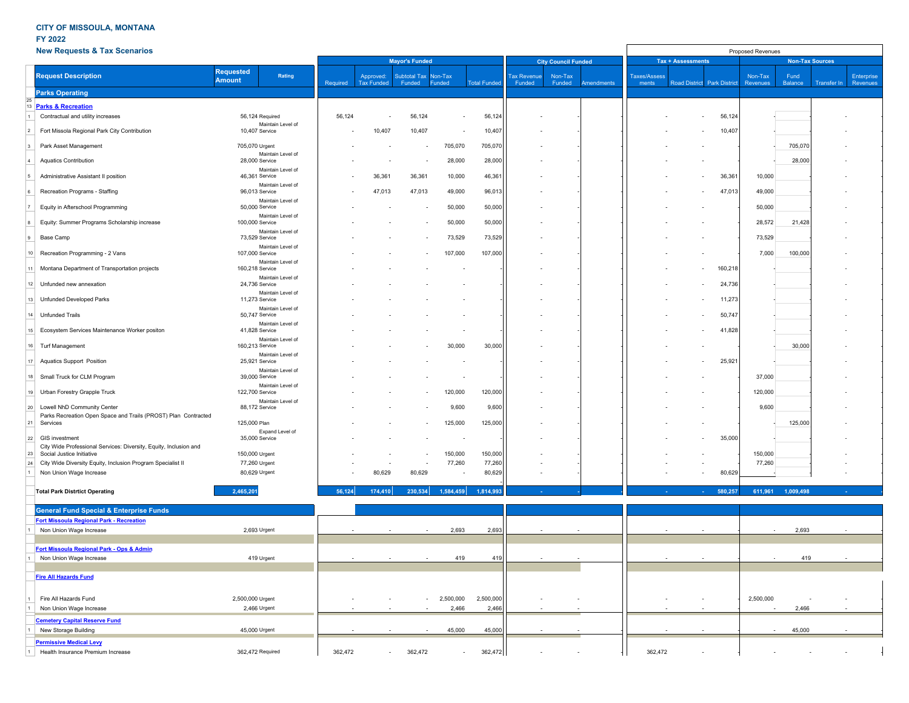# CITY OF MISSOULA, MONTANA

## FY 2022

## New Requests & Tax Scenarios

| # | Request Description | Requested Amount | Rating | Mayor's Funded: Required | Mayor's Funded: Approved: Tax Funded | Mayor's Funded: Subtotal Tax Funded | Mayor's Funded: Non-Tax Funded | Mayor's Funded: Total Funded | City Council Funded: Tax Revenue Funded | City Council Funded: Non-Tax Funded | City Council Funded: Amendments | Proposed Revenues – Tax + Assessments: Taxes/Assessments | Proposed Revenues – Tax + Assessments: Road District | Proposed Revenues – Tax + Assessments: Park District | Proposed Revenues – Non-Tax Sources: Non-Tax Revenues | Proposed Revenues – Non-Tax Sources: Fund Balance | Proposed Revenues – Non-Tax Sources: Transfer In | Proposed Revenues – Non-Tax Sources: Enterprise Revenues |
|---|---|---|---|---|---|---|---|---|---|---|---|---|---|---|---|---|---|---|
| | **Parks Operating** | | | | | | | | | | | | | | | | | |
| 25 13 | **Parks & Recreation** | | | | | | | | | | | | | | | | | |
| 1 | Contractual and utility increases | 56,124 | Required | 56,124 | - | 56,124 | - | 56,124 | - | - | | - | - | 56,124 | - | | - | - |
| 2 | Fort Missola Regional Park City Contribution | 10,407 | Maintain Level of Service | - | 10,407 | 10,407 | - | 10,407 | - | - | | - | - | 10,407 | - | | - | - |
| 3 | Park Asset Management | 705,070 | Urgent | - | - | - | 705,070 | 705,070 | - | - | | - | - | | - | 705,070 | - | - |
| 4 | Aquatics Contribution | 28,000 | Maintain Level of Service | - | - | - | 28,000 | 28,000 | - | - | | - | - | | - | 28,000 | - | - |
| 5 | Administrative Assistant II position | 46,361 | Maintain Level of Service | - | 36,361 | 36,361 | 10,000 | 46,361 | - | - | | - | - | 36,361 | 10,000 | | - | - |
| 6 | Recreation Programs - Staffing | 96,013 | Maintain Level of Service | - | 47,013 | 47,013 | 49,000 | 96,013 | - | - | | - | - | 47,013 | 49,000 | | - | - |
| 7 | Equity in Afterschool Programming | 50,000 | Maintain Level of Service | - | - | - | 50,000 | 50,000 | - | - | | - | - | | 50,000 | | - | - |
| 8 | Equity: Summer Programs Scholarship increase | 100,000 | Maintain Level of Service | - | - | - | 50,000 | 50,000 | - | - | | - | - | | 28,572 | 21,428 | - | - |
| 9 | Base Camp | 73,529 | Maintain Level of Service | - | - | - | 73,529 | 73,529 | - | - | | - | - | | 73,529 | | - | - |
| 10 | Recreation Programming - 2 Vans | 107,000 | Maintain Level of Service | - | - | - | 107,000 | 107,000 | - | - | | - | - | | 7,000 | 100,000 | - | - |
| 11 | Montana Department of Transportation projects | 160,218 | Maintain Level of Service | - | - | - | - | - | - | - | | - | - | 160,218 | - | | - | - |
| 12 | Unfunded new annexation | 24,736 | Maintain Level of Service | - | - | - | - | - | - | - | | - | - | 24,736 | - | | - | - |
| 13 | Unfunded Developed Parks | 11,273 | Maintain Level of Service | - | - | - | - | - | - | - | | - | - | 11,273 | - | | - | - |
| 14 | Unfunded Trails | 50,747 | Maintain Level of Service | - | - | - | - | - | - | - | | - | - | 50,747 | - | | - | - |
| 15 | Ecosystem Services Maintenance Worker positon | 41,828 | Maintain Level of Service | - | - | - | - | - | - | - | | - | - | 41,828 | - | | - | - |
| 16 | Turf Management | 160,213 | Maintain Level of Service | - | - | - | 30,000 | 30,000 | - | - | | - | - | | - | 30,000 | - | - |
| 17 | Aquatics Support Position | 25,921 | Maintain Level of Service | - | - | - | - | - | - | - | | - | - | 25,921 | - | | - | - |
| 18 | Small Truck for CLM Program | 39,000 | Maintain Level of Service | - | - | - | - | - | - | - | | - | - | | 37,000 | | - | - |
| 19 | Urban Forestry Grapple Truck | 122,700 | Maintain Level of Service | - | - | - | 120,000 | 120,000 | - | - | | - | - | | 120,000 | | - | - |
| 20 | Lowell NhD Community Center | 88,172 | Maintain Level of Service | - | - | - | 9,600 | 9,600 | - | - | | - | - | | 9,600 | | - | - |
| 21 | Parks Recreation Open Space and Trails (PROST) Plan Contracted Services | 125,000 | Plan | - | - | - | 125,000 | 125,000 | - | - | | - | - | | - | 125,000 | - | - |
| 22 | GIS investment | 35,000 | Expand Level of Service | - | - | - | - | - | - | - | | - | - | 35,000 | - | | - | - |
| 23 | City Wide Professional Services: Diversity, Equity, Inclusion and Social Justice Initiative | 150,000 | Urgent | - | - | - | 150,000 | 150,000 | - | - | | - | - | | 150,000 | | - | - |
| 24 | City Wide Diversity Equity, Inclusion Program Specialist II | 77,260 | Urgent | - | - | - | 77,260 | 77,260 | - | - | | - | - | | 77,260 | | - | - |
| 1 | Non Union Wage Increase | 80,629 | Urgent | - | 80,629 | 80,629 | - | 80,629 | - | - | | - | - | 80,629 | - | | - | - |
| | **Total Park Distrtict Operating** | **2,465,201** | | **56,124** | **174,410** | **230,534** | **1,584,459** | **1,814,993** | **-** | **-** | | **-** | **-** | **580,257** | **611,961** | **1,009,498** | **-** | **-** |
| | **General Fund Special & Enterprise Funds** | | | | | | | | | | | | | | | | | |
| | **Fort Missoula Regional Park - Recreation** | | | | | | | | | | | | | | | | | |
| 1 | Non Union Wage Increase | 2,693 | Urgent | - | - | - | 2,693 | 2,693 | - | - | | - | - | - | - | 2,693 | - | |
| | **Fort Missoula Regional Park - Ops & Admin** | | | | | | | | | | | | | | | | | |
| 1 | Non Union Wage Increase | 419 | Urgent | - | - | - | 419 | 419 | - | - | | - | - | - | - | 419 | - | |
| | **Fire All Hazards Fund** | | | | | | | | | | | | | | | | | |
| 1 | Fire All Hazards Fund | 2,500,000 | Urgent | - | - | - | 2,500,000 | 2,500,000 | - | - | | - | - | - | 2,500,000 | - | - | |
| 1 | Non Union Wage Increase | 2,466 | Urgent | - | - | - | 2,466 | 2,466 | - | - | | - | - | - | - | 2,466 | - | |
| | **Cemetery Capital Reserve Fund** | | | | | | | | | | | | | | | | | |
| 1 | New Storage Building | 45,000 | Urgent | - | - | - | 45,000 | 45,000 | - | - | | - | - | - | - | 45,000 | - | |
| | **Permissive Medical Levy** | | | | | | | | | | | | | | | | | |
| 1 | Health Insurance Premium Increase | 362,472 | Required | 362,472 | - | 362,472 | - | 362,472 | - | - | | 362,472 | - | - | - | - | - | |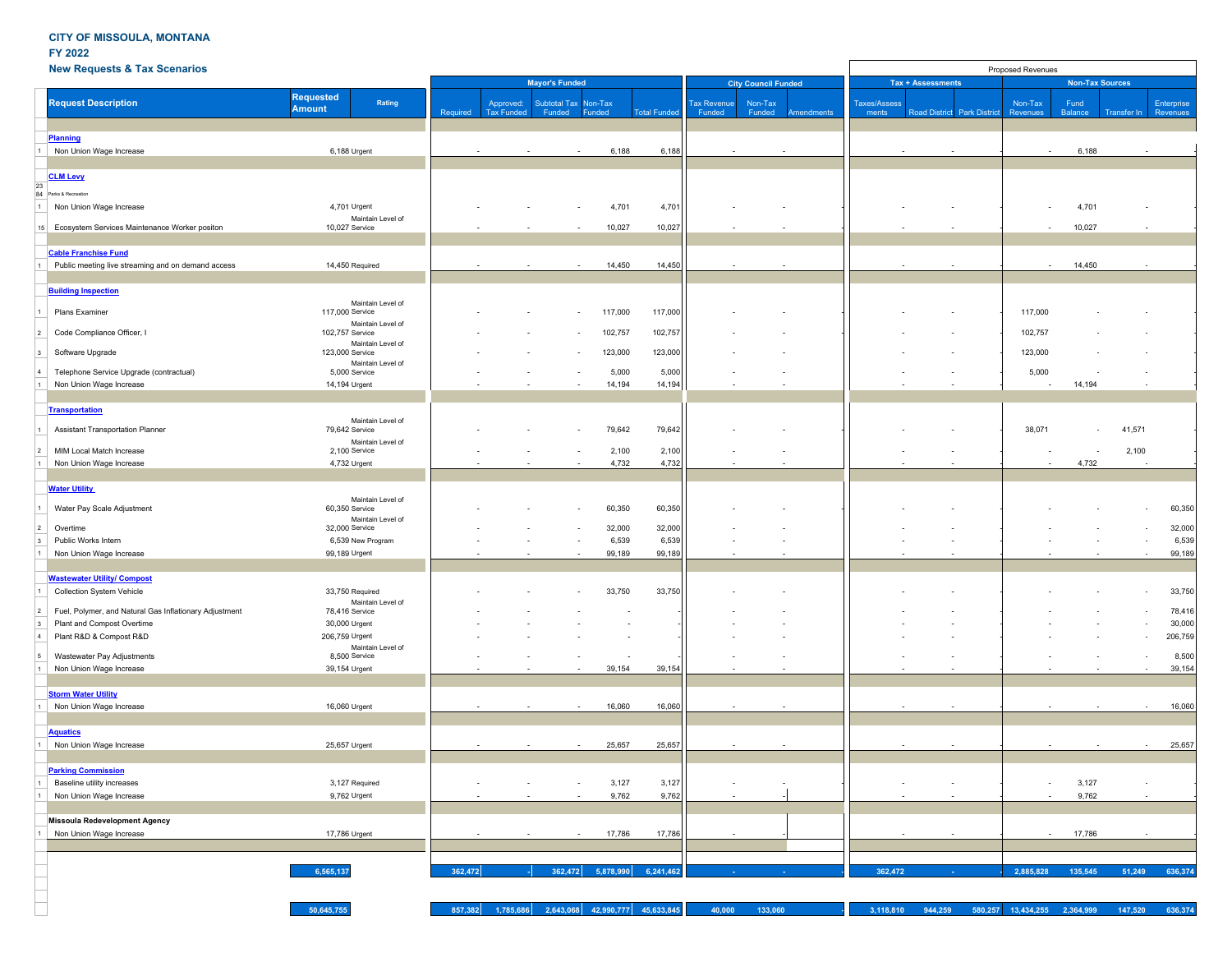# CITY OF MISSOULA, MONTANA
## FY 2022
### New Requests & Tax Scenarios

| | Request Description | Requested Amount | Rating | Mayor's Funded: Required | Mayor's Funded: Approved: Tax Funded | Mayor's Funded: Subtotal Tax Funded | Mayor's Funded: Non-Tax Funded | Mayor's Funded: Total Funded | City Council Funded: Tax Revenue Funded | City Council Funded: Non-Tax Funded | City Council Funded: Amendments | Proposed Revenues – Tax + Assessments: Taxes/Assessments | Proposed Revenues – Tax + Assessments: Road District | Proposed Revenues – Tax + Assessments: Park District | Proposed Revenues – Non-Tax Sources: Non-Tax Revenues | Proposed Revenues – Non-Tax Sources: Fund Balance | Proposed Revenues – Non-Tax Sources: Transfer In | Proposed Revenues – Non-Tax Sources: Enterprise Revenues |
|---|---|---|---|---|---|---|---|---|---|---|---|---|---|---|---|---|---|---|
| | **Planning** | | | | | | | | | | | | | | | | | |
| 1 | Non Union Wage Increase | 6,188 | Urgent | - | - | - | 6,188 | 6,188 | - | - | | - | - | - | - | 6,188 | - | - |
| | **CLM Levy** | | | | | | | | | | | | | | | | | |
| 2384 | Parks & Recreation | | | | | | | | | | | | | | | | | |
| 1 | Non Union Wage Increase | 4,701 | Urgent | - | - | - | 4,701 | 4,701 | - | - | | - | - | - | - | 4,701 | - | - |
| 15 | Ecosystem Services Maintenance Worker positon | 10,027 | Maintain Level of Service | - | - | - | 10,027 | 10,027 | - | - | | - | - | - | - | 10,027 | - | - |
| | **Cable Franchise Fund** | | | | | | | | | | | | | | | | | |
| 1 | Public meeting live streaming and on demand access | 14,450 | Required | - | - | - | 14,450 | 14,450 | - | - | | - | - | - | - | 14,450 | - | - |
| | **Building Inspection** | | | | | | | | | | | | | | | | | |
| 1 | Plans Examiner | 117,000 | Maintain Level of Service | - | - | - | 117,000 | 117,000 | - | - | | - | - | - | 117,000 | - | - | - |
| 2 | Code Compliance Officer, I | 102,757 | Maintain Level of Service | - | - | - | 102,757 | 102,757 | - | - | | - | - | - | 102,757 | - | - | - |
| 3 | Software Upgrade | 123,000 | Maintain Level of Service | - | - | - | 123,000 | 123,000 | - | - | | - | - | - | 123,000 | - | - | - |
| 4 | Telephone Service Upgrade (contractual) | 5,000 | Maintain Level of Service | - | - | - | 5,000 | 5,000 | - | - | | - | - | - | 5,000 | - | - | - |
| 1 | Non Union Wage Increase | 14,194 | Urgent | - | - | - | 14,194 | 14,194 | - | - | | - | - | - | - | 14,194 | - | - |
| | **Transportation** | | | | | | | | | | | | | | | | | |
| 1 | Assistant Transportation Planner | 79,642 | Maintain Level of Service | - | - | - | 79,642 | 79,642 | - | - | | - | - | - | 38,071 | - | 41,571 | - |
| 2 | MIM Local Match Increase | 2,100 | Maintain Level of Service | - | - | - | 2,100 | 2,100 | - | - | | - | - | - | - | - | 2,100 | - |
| 1 | Non Union Wage Increase | 4,732 | Urgent | - | - | - | 4,732 | 4,732 | - | - | | - | - | - | - | 4,732 | - | - |
| | **Water Utility** | | | | | | | | | | | | | | | | | |
| 1 | Water Pay Scale Adjustment | 60,350 | Maintain Level of Service | - | - | - | 60,350 | 60,350 | - | - | | - | - | - | - | - | - | 60,350 |
| 2 | Overtime | 32,000 | Maintain Level of Service | - | - | - | 32,000 | 32,000 | - | - | | - | - | - | - | - | - | 32,000 |
| 3 | Public Works Intern | 6,539 | New Program | - | - | - | 6,539 | 6,539 | - | - | | - | - | - | - | - | - | 6,539 |
| 1 | Non Union Wage Increase | 99,189 | Urgent | - | - | - | 99,189 | 99,189 | - | - | | - | - | - | - | - | - | 99,189 |
| | **Wastewater Utility/ Compost** | | | | | | | | | | | | | | | | | |
| 1 | Collection System Vehicle | 33,750 | Required | - | - | - | 33,750 | 33,750 | - | - | | - | - | - | - | - | - | 33,750 |
| 2 | Fuel, Polymer, and Natural Gas Inflationary Adjustment | 78,416 | Maintain Level of Service | - | - | - | - | - | - | - | | - | - | - | - | - | - | 78,416 |
| 3 | Plant and Compost Overtime | 30,000 | Urgent | - | - | - | - | - | - | - | | - | - | - | - | - | - | 30,000 |
| 4 | Plant R&D & Compost R&D | 206,759 | Urgent | - | - | - | - | - | - | - | | - | - | - | - | - | - | 206,759 |
| 5 | Wastewater Pay Adjustments | 8,500 | Maintain Level of Service | - | - | - | - | - | - | - | | - | - | - | - | - | - | 8,500 |
| 1 | Non Union Wage Increase | 39,154 | Urgent | - | - | - | 39,154 | 39,154 | - | - | | - | - | - | - | - | - | 39,154 |
| | **Storm Water Utility** | | | | | | | | | | | | | | | | | |
| 1 | Non Union Wage Increase | 16,060 | Urgent | - | - | - | 16,060 | 16,060 | - | - | | - | - | - | - | - | - | 16,060 |
| | **Aquatics** | | | | | | | | | | | | | | | | | |
| 1 | Non Union Wage Increase | 25,657 | Urgent | - | - | - | 25,657 | 25,657 | - | - | | - | - | - | - | - | - | 25,657 |
| | **Parking Commission** | | | | | | | | | | | | | | | | | |
| 1 | Baseline utility increases | 3,127 | Required | - | - | - | 3,127 | 3,127 | - | - | | - | - | - | - | 3,127 | - | - |
| 1 | Non Union Wage Increase | 9,762 | Urgent | - | - | - | 9,762 | 9,762 | - | - | | - | - | - | - | 9,762 | - | - |
| | **Missoula Redevelopment Agency** | | | | | | | | | | | | | | | | | |
| 1 | Non Union Wage Increase | 17,786 | Urgent | - | - | - | 17,786 | 17,786 | - | - | | - | - | - | - | 17,786 | - | - |
| | | 6,565,137 | | 362,472 | - | 362,472 | 5,878,990 | 6,241,462 | - | - | | 362,472 | - | - | 2,885,828 | 135,545 | 51,249 | 636,374 |
| | | 50,645,755 | | 857,382 | 1,785,686 | 2,643,068 | 42,990,777 | 45,633,845 | 40,000 | 133,060 | - | 3,118,810 | 944,259 | 580,257 | 13,434,255 | 2,364,999 | 147,520 | 636,374 |